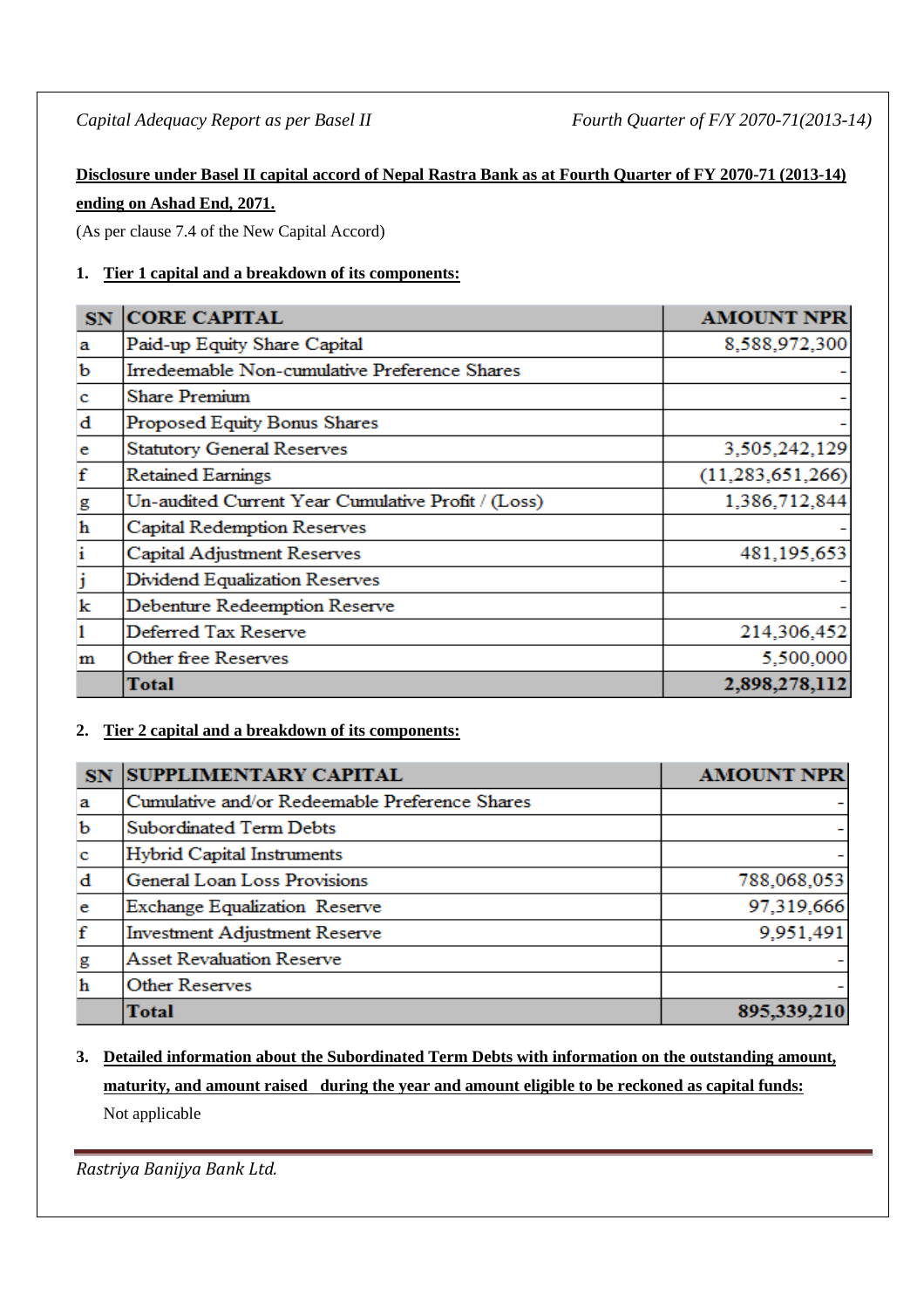**Disclosure under Basel II capital accord of Nepal Rastra Bank as at Fourth Quarter of FY 2070-71 (2013-14) ending on Ashad End, 2071.**

(As per clause 7.4 of the New Capital Accord)

1. **Tier 1 capital and a breakdown of its components:**

| SN | CORE CAPITAL | AMOUNT NPR |
|---|---|---|
| a | Paid-up Equity Share Capital | 8,588,972,300 |
| b | Irredeemable Non-cumulative Preference Shares | - |
| c | Share Premium | - |
| d | Proposed Equity Bonus Shares | - |
| e | Statutory General Reserves | 3,505,242,129 |
| f | Retained Earnings | (11,283,651,266) |
| g | Un-audited Current Year Cumulative Profit / (Loss) | 1,386,712,844 |
| h | Capital Redemption Reserves | - |
| i | Capital Adjustment Reserves | 481,195,653 |
| j | Dividend Equalization Reserves | - |
| k | Debenture Redeemption Reserve | - |
| l | Deferred Tax Reserve | 214,306,452 |
| m | Other free Reserves | 5,500,000 |
| | **Total** | **2,898,278,112** |

2. **Tier 2 capital and a breakdown of its components:**

| SN | SUPPLIMENTARY CAPITAL | AMOUNT NPR |
|---|---|---|
| a | Cumulative and/or Redeemable Preference Shares | - |
| b | Subordinated Term Debts | - |
| c | Hybrid Capital Instruments | - |
| d | General Loan Loss Provisions | 788,068,053 |
| e | Exchange Equalization Reserve | 97,319,666 |
| f | Investment Adjustment Reserve | 9,951,491 |
| g | Asset Revaluation Reserve | - |
| h | Other Reserves | - |
| | **Total** | **895,339,210** |

3. **Detailed information about the Subordinated Term Debts with information on the outstanding amount, maturity, and amount raised during the year and amount eligible to be reckoned as capital funds:**

   Not applicable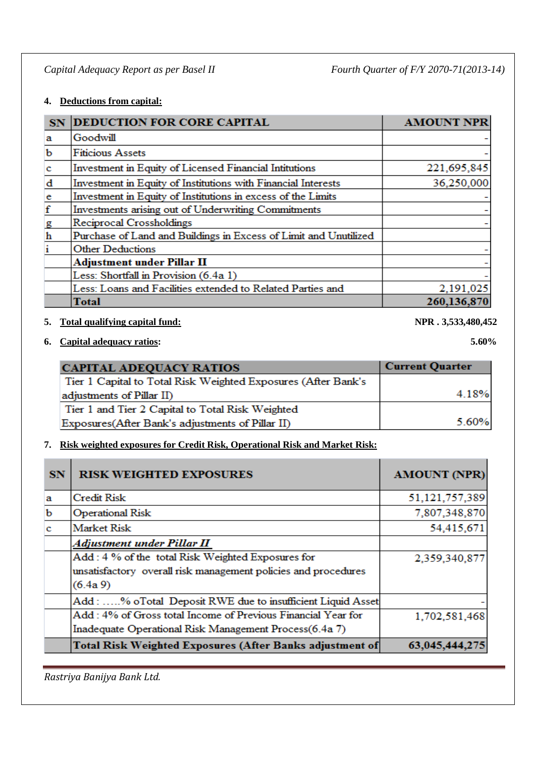4. **Deductions from capital:**

| SN | DEDUCTION FOR CORE CAPITAL | AMOUNT NPR |
|---|---|---|
| a | Goodwill | - |
| b | Fiticious Assets | - |
| c | Investment in Equity of Licensed Financial Intitutions | 221,695,845 |
| d | Investment in Equity of Institutions with Financial Interests | 36,250,000 |
| e | Investment in Equity of Institutions in excess of the Limits | - |
| f | Investments arising out of Underwriting Commitments | - |
| g | Reciprocal Crossholdings | - |
| h | Purchase of Land and Buildings in Excess of Limit and Unutilized | |
| i | Other Deductions | - |
| | **Adjustment under Pillar II** | - |
| | Less: Shortfall in Provision (6.4a 1) | - |
| | Less: Loans and Facilities extended to Related Parties and | 2,191,025 |
| | **Total** | **260,136,870** |

5. **Total qualifying capital fund:** **NPR . 3,533,480,452**

6. **Capital adequacy ratios:** **5.60%**

| CAPITAL ADEQUACY RATIOS | Current Quarter |
|---|---|
| Tier 1 Capital to Total Risk Weighted Exposures (After Bank's adjustments of Pillar II) | 4.18% |
| Tier 1 and Tier 2 Capital to Total Risk Weighted Exposures(After Bank's adjustments of Pillar II) | 5.60% |

7. **Risk weighted exposures for Credit Risk, Operational Risk and Market Risk:**

| SN | RISK WEIGHTED EXPOSURES | AMOUNT (NPR) |
|---|---|---|
| a | Credit Risk | 51,121,757,389 |
| b | Operational Risk | 7,807,348,870 |
| c | Market Risk | 54,415,671 |
| | ***Adjustment under Pillar II*** | |
| | Add : 4 % of the total Risk Weighted Exposures for unsatisfactory overall risk management policies and procedures (6.4a 9) | 2,359,340,877 |
| | Add : .....% oTotal Deposit RWE due to insufficient Liquid Asset | - |
| | Add : 4% of Gross total Income of Previous Financial Year for Inadequate Operational Risk Management Process(6.4a 7) | 1,702,581,468 |
| | **Total Risk Weighted Exposures (After Banks adjustment of** | **63,045,444,275** |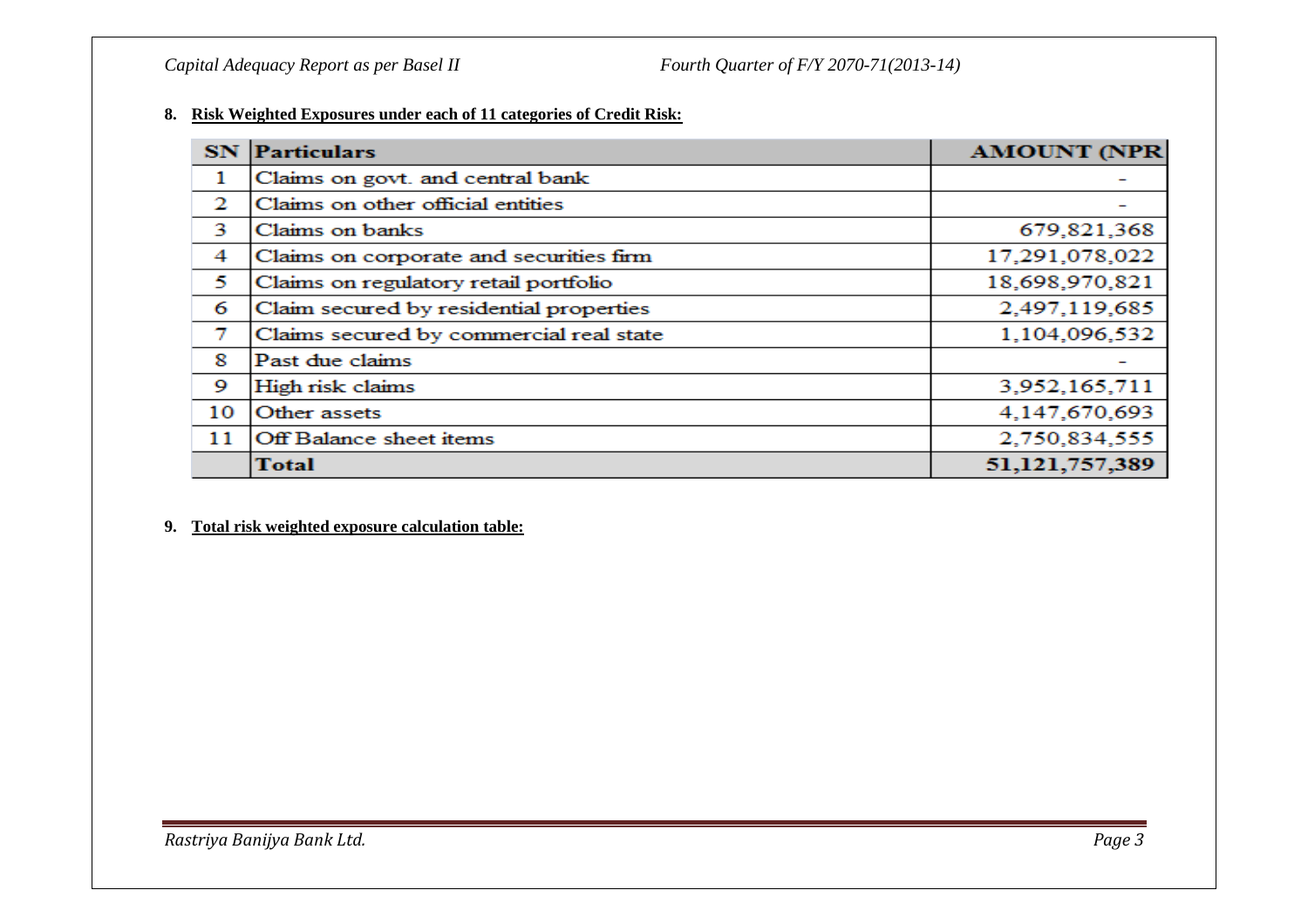**8. Risk Weighted Exposures under each of 11 categories of Credit Risk:**

| SN | Particulars | AMOUNT (NPR |
|---|---|---|
| 1 | Claims on govt. and central bank | - |
| 2 | Claims on other official entities | - |
| 3 | Claims on banks | 679,821,368 |
| 4 | Claims on corporate and securities firm | 17,291,078,022 |
| 5 | Claims on regulatory retail portfolio | 18,698,970,821 |
| 6 | Claim secured by residential properties | 2,497,119,685 |
| 7 | Claims secured by commercial real state | 1,104,096,532 |
| 8 | Past due claims | - |
| 9 | High risk claims | 3,952,165,711 |
| 10 | Other assets | 4,147,670,693 |
| 11 | Off Balance sheet items | 2,750,834,555 |
| | **Total** | **51,121,757,389** |

**9. Total risk weighted exposure calculation table:**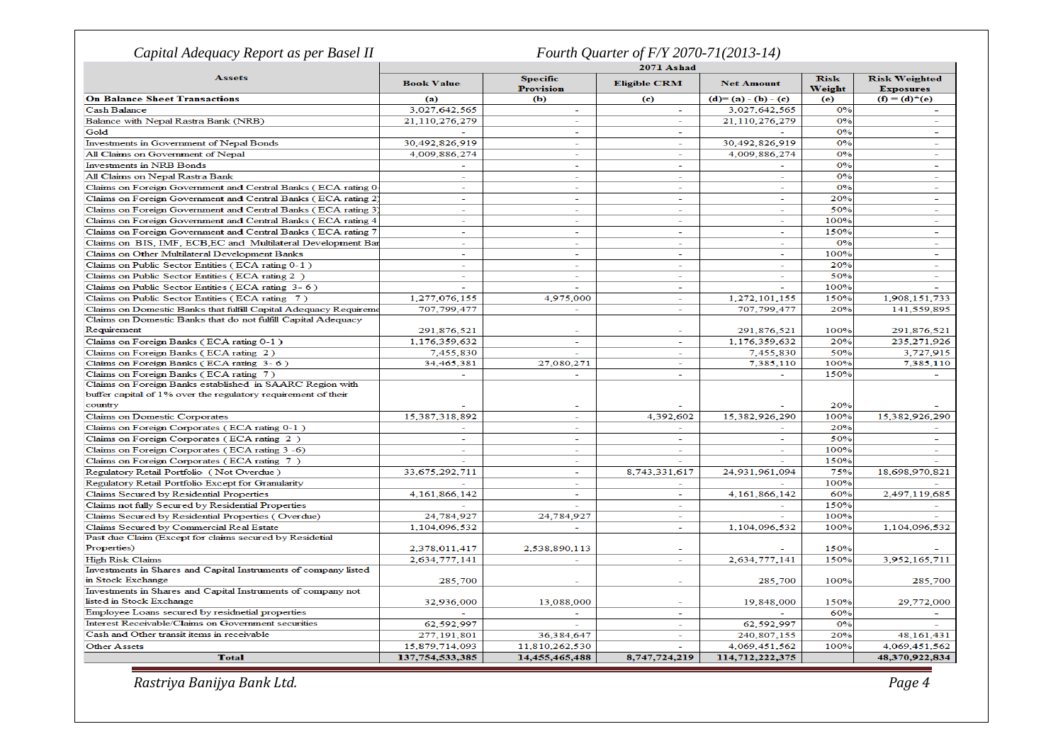*Capital Adequacy Report as per Basel II* *Fourth Quarter of F/Y 2070-71(2013-14)*

| Assets | 2071 Ashad | | | | | |
|---|---|---|---|---|---|---|
| | Book Value | Specific Provision | Eligible CRM | Net Amount | Risk Weight | Risk Weighted Exposures |
| **On Balance Sheet Transactions** | (a) | (b) | (c) | (d)= (a) - (b) - (c) | (e) | (f) = (d)*(e) |
| Cash Balance | 3,027,642,565 | - | - | 3,027,642,565 | 0% | - |
| Balance with Nepal Rastra Bank (NRB) | 21,110,276,279 | - | - | 21,110,276,279 | 0% | - |
| Gold | - | - | - | - | 0% | - |
| Investments in Government of Nepal Bonds | 30,492,826,919 | - | - | 30,492,826,919 | 0% | - |
| All Claims on Government of Nepal | 4,009,886,274 | - | - | 4,009,886,274 | 0% | - |
| Investments in NRB Bonds | - | - | - | - | 0% | - |
| All Claims on Nepal Rastra Bank | - | - | - | - | 0% | - |
| Claims on Foreign Government and Central Banks ( ECA rating 0- | - | - | - | - | 0% | - |
| Claims on Foreign Government and Central Banks ( ECA rating 2) | - | - | - | - | 20% | - |
| Claims on Foreign Government and Central Banks ( ECA rating 3) | - | - | - | - | 50% | - |
| Claims on Foreign Government and Central Banks ( ECA rating 4 | - | - | - | - | 100% | - |
| Claims on Foreign Government and Central Banks ( ECA rating 7 | - | - | - | - | 150% | - |
| Claims on BIS, IMF, ECB,EC and Multilateral Development Ba | - | - | - | - | 0% | - |
| Claims on Other Multilateral Development Banks | - | - | - | - | 100% | - |
| Claims on Public Sector Entities ( ECA rating 0-1 ) | - | - | - | - | 20% | - |
| Claims on Public Sector Entities ( ECA rating 2 ) | - | - | - | - | 50% | - |
| Claims on Public Sector Entities ( ECA rating 3- 6 ) | - | - | - | - | 100% | - |
| Claims on Public Sector Entities ( ECA rating 7 ) | 1,277,076,155 | 4,975,000 | - | 1,272,101,155 | 150% | 1,908,151,733 |
| Claims on Domestic Banks that fulfill Capital Adequacy Requireme | 707,799,477 | - | - | 707,799,477 | 20% | 141,559,895 |
| Claims on Domestic Banks that do not fulfill Capital Adequacy Requirement | 291,876,521 | - | - | 291,876,521 | 100% | 291,876,521 |
| Claims on Foreign Banks ( ECA rating 0-1 ) | 1,176,359,632 | - | - | 1,176,359,632 | 20% | 235,271,926 |
| Claims on Foreign Banks ( ECA rating 2 ) | 7,455,830 | - | - | 7,455,830 | 50% | 3,727,915 |
| Claims on Foreign Banks ( ECA rating 3- 6 ) | 34,465,381 | 27,080,271 | - | 7,385,110 | 100% | 7,385,110 |
| Claims on Foreign Banks ( ECA rating 7 ) | - | - | - | - | 150% | - |
| Claims on Foreign Banks established in SAARC Region with buffer capital of 1% over the regulatory requirement of their country | - | - | - | - | 20% | - |
| Claims on Domestic Corporates | 15,387,318,892 | - | 4,392,602 | 15,382,926,290 | 100% | 15,382,926,290 |
| Claims on Foreign Corporates ( ECA rating 0-1 ) | - | - | - | - | 20% | - |
| Claims on Foreign Corporates ( ECA rating 2 ) | - | - | - | - | 50% | - |
| Claims on Foreign Corporates ( ECA rating 3 -6) | - | - | - | - | 100% | - |
| Claims on Foreign Corporates ( ECA rating 7 ) | - | - | - | - | 150% | - |
| Regulatory Retail Portfolio ( Not Overdue ) | 33,675,292,711 | - | 8,743,331,617 | 24,931,961,094 | 75% | 18,698,970,821 |
| Regulatory Retail Portfolio Except for Granularity | - | - | - | - | 100% | - |
| Claims Secured by Residential Properties | 4,161,866,142 | - | - | 4,161,866,142 | 60% | 2,497,119,685 |
| Claims not fully Secured by Residential Properties | - | - | - | - | 150% | - |
| Claims Secured by Residential Properties ( Overdue) | 24,784,927 | 24,784,927 | - | - | 100% | - |
| Claims Secured by Commercial Real Estate | 1,104,096,532 | - | - | 1,104,096,532 | 100% | 1,104,096,532 |
| Past due Claim (Except for claims secured by Residetial Properties) | 2,378,011,417 | 2,538,890,113 | - | - | 150% | - |
| High Risk Claims | 2,634,777,141 | - | - | 2,634,777,141 | 150% | 3,952,165,711 |
| Investments in Shares and Capital Instruments of company listed in Stock Exchange | 285,700 | - | - | 285,700 | 100% | 285,700 |
| Investments in Shares and Capital Instruments of company not listed in Stock Exchange | 32,936,000 | 13,088,000 | - | 19,848,000 | 150% | 29,772,000 |
| Employee Loans secured by residnetial properties | - | - | - | - | 60% | - |
| Interest Receivable/Claims on Government securities | 62,592,997 | - | - | 62,592,997 | 0% | - |
| Cash and Other transit items in receivable | 277,191,801 | 36,384,647 | - | 240,807,155 | 20% | 48,161,431 |
| Other Assets | 15,879,714,093 | 11,810,262,530 | - | 4,069,451,562 | 100% | 4,069,451,562 |
| **Total** | **137,754,533,385** | **14,455,465,488** | **8,747,724,219** | **114,712,222,375** | | **48,370,922,834** |

*Rastriya Banijya Bank Ltd.*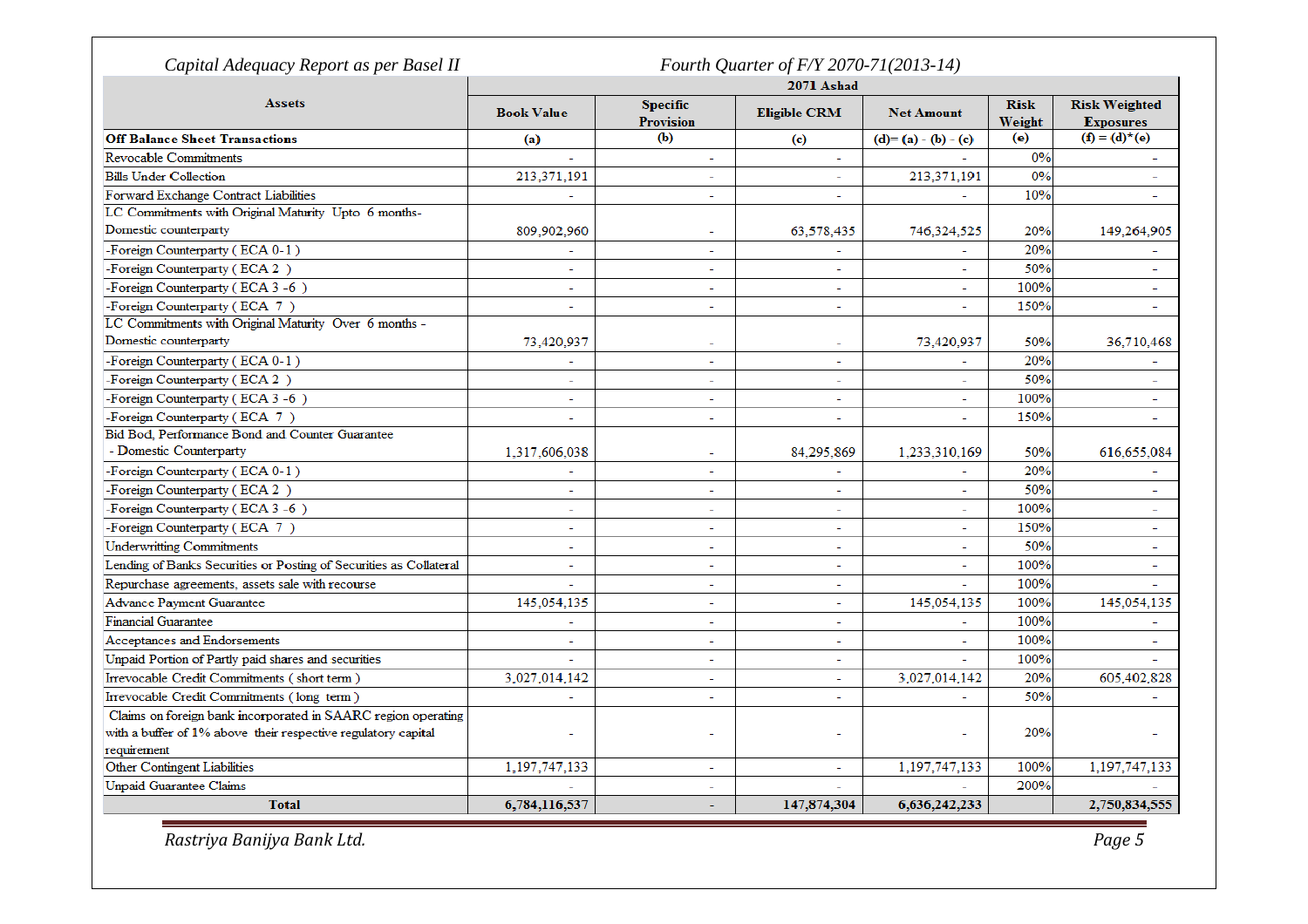*Capital Adequacy Report as per Basel II* *Fourth Quarter of F/Y 2070-71(2013-14)*

| Assets | 2071 Ashad | | | | | |
|---|---|---|---|---|---|---|
| | Book Value | Specific Provision | Eligible CRM | Net Amount | Risk Weight | Risk Weighted Exposures |
| **Off Balance Sheet Transactions** | (a) | (b) | (c) | (d)= (a) - (b) - (c) | (e) | (f) = (d)*(e) |
| Revocable Commitments | - | - | - | - | 0% | - |
| Bills Under Collection | 213,371,191 | - | - | 213,371,191 | 0% | - |
| Forward Exchange Contract Liabilities | - | - | - | - | 10% | - |
| LC Commitments with Original Maturity Upto 6 months-Domestic counterparty | 809,902,960 | - | 63,578,435 | 746,324,525 | 20% | 149,264,905 |
| -Foreign Counterparty ( ECA 0-1 ) | - | - | - | - | 20% | - |
| -Foreign Counterparty ( ECA 2 ) | - | - | - | - | 50% | - |
| -Foreign Counterparty ( ECA 3 -6 ) | - | - | - | - | 100% | - |
| -Foreign Counterparty ( ECA 7 ) | - | - | - | - | 150% | - |
| LC Commitments with Original Maturity Over 6 months - Domestic counterparty | 73,420,937 | - | - | 73,420,937 | 50% | 36,710,468 |
| -Foreign Counterparty ( ECA 0-1 ) | - | - | - | - | 20% | - |
| -Foreign Counterparty ( ECA 2 ) | - | - | - | - | 50% | - |
| -Foreign Counterparty ( ECA 3 -6 ) | - | - | - | - | 100% | - |
| -Foreign Counterparty ( ECA 7 ) | - | - | - | - | 150% | - |
| Bid Bod, Performance Bond and Counter Guarantee - Domestic Counterparty | 1,317,606,038 | - | 84,295,869 | 1,233,310,169 | 50% | 616,655,084 |
| -Foreign Counterparty ( ECA 0-1 ) | - | - | - | - | 20% | - |
| -Foreign Counterparty ( ECA 2 ) | - | - | - | - | 50% | - |
| -Foreign Counterparty ( ECA 3 -6 ) | - | - | - | - | 100% | - |
| -Foreign Counterparty ( ECA 7 ) | - | - | - | - | 150% | - |
| Underwritting Commitments | - | - | - | - | 50% | - |
| Lending of Banks Securities or Posting of Securities as Collateral | - | - | - | - | 100% | - |
| Repurchase agreements, assets sale with recourse | - | - | - | - | 100% | - |
| Advance Payment Guarantee | 145,054,135 | - | - | 145,054,135 | 100% | 145,054,135 |
| Financial Guarantee | - | - | - | - | 100% | - |
| Acceptances and Endorsements | - | - | - | - | 100% | - |
| Unpaid Portion of Partly paid shares and securities | - | - | - | - | 100% | - |
| Irrevocable Credit Commitments ( short term ) | 3,027,014,142 | - | - | 3,027,014,142 | 20% | 605,402,828 |
| Irrevocable Credit Commitments ( long term ) | - | - | - | - | 50% | - |
| Claims on foreign bank incorporated in SAARC region operating with a buffer of 1% above their respective regulatory capital requirement | - | - | - | - | 20% | - |
| Other Contingent Liabilities | 1,197,747,133 | - | - | 1,197,747,133 | 100% | 1,197,747,133 |
| Unpaid Guarantee Claims | - | - | - | - | 200% | - |
| **Total** | **6,784,116,537** | - | **147,874,304** | **6,636,242,233** | | **2,750,834,555** |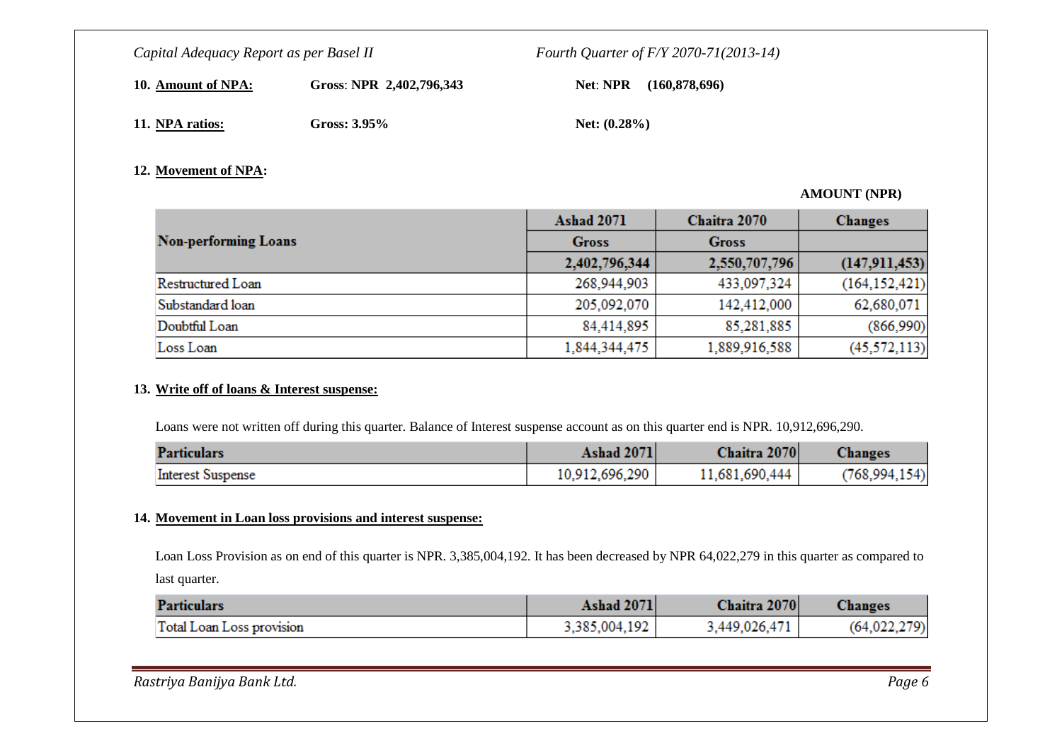**10. Amount of NPA:** **Gross: NPR 2,402,796,343** **Net: NPR (160,878,696)**

**11. NPA ratios:** **Gross: 3.95%** **Net: (0.28%)**

## 12. Movement of NPA:

**AMOUNT (NPR)**

| Non-performing Loans | Ashad 2071 | Chaitra 2070 | Changes |
|---|---|---|---|
| | Gross | Gross | |
| | 2,402,796,344 | 2,550,707,796 | (147,911,453) |
| Restructured Loan | 268,944,903 | 433,097,324 | (164,152,421) |
| Substandard loan | 205,092,070 | 142,412,000 | 62,680,071 |
| Doubtful Loan | 84,414,895 | 85,281,885 | (866,990) |
| Loss Loan | 1,844,344,475 | 1,889,916,588 | (45,572,113) |

## 13. Write off of loans & Interest suspense:

Loans were not written off during this quarter. Balance of Interest suspense account as on this quarter end is NPR. 10,912,696,290.

| Particulars | Ashad 2071 | Chaitra 2070 | Changes |
|---|---|---|---|
| Interest Suspense | 10,912,696,290 | 11,681,690,444 | (768,994,154) |

## 14. Movement in Loan loss provisions and interest suspense:

Loan Loss Provision as on end of this quarter is NPR. 3,385,004,192. It has been decreased by NPR 64,022,279 in this quarter as compared to last quarter.

| Particulars | Ashad 2071 | Chaitra 2070 | Changes |
|---|---|---|---|
| Total Loan Loss provision | 3,385,004,192 | 3,449,026,471 | (64,022,279) |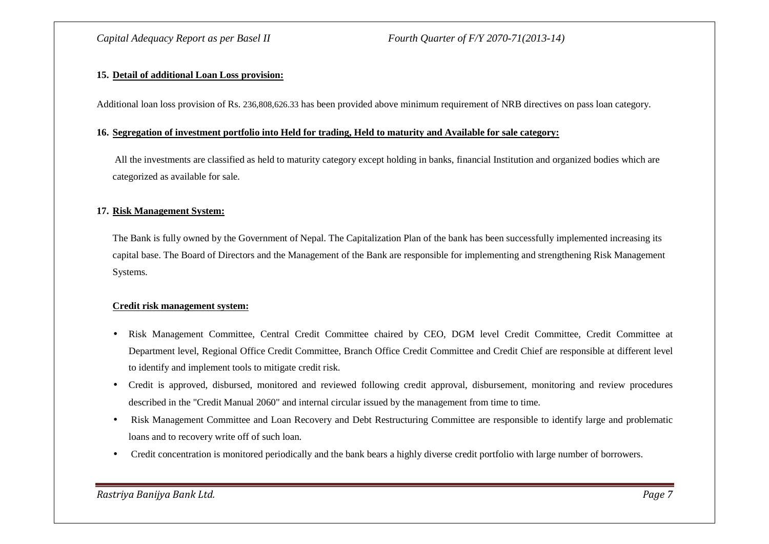**15. Detail of additional Loan Loss provision:**

Additional loan loss provision of Rs. 236,808,626.33 has been provided above minimum requirement of NRB directives on pass loan category.

**16. Segregation of investment portfolio into Held for trading, Held to maturity and Available for sale category:**

All the investments are classified as held to maturity category except holding in banks, financial Institution and organized bodies which are categorized as available for sale.

**17. Risk Management System:**

The Bank is fully owned by the Government of Nepal. The Capitalization Plan of the bank has been successfully implemented increasing its capital base. The Board of Directors and the Management of the Bank are responsible for implementing and strengthening Risk Management Systems.

**Credit risk management system:**

- Risk Management Committee, Central Credit Committee chaired by CEO, DGM level Credit Committee, Credit Committee at Department level, Regional Office Credit Committee, Branch Office Credit Committee and Credit Chief are responsible at different level to identify and implement tools to mitigate credit risk.
- Credit is approved, disbursed, monitored and reviewed following credit approval, disbursement, monitoring and review procedures described in the "Credit Manual 2060" and internal circular issued by the management from time to time.
- Risk Management Committee and Loan Recovery and Debt Restructuring Committee are responsible to identify large and problematic loans and to recovery write off of such loan.
- Credit concentration is monitored periodically and the bank bears a highly diverse credit portfolio with large number of borrowers.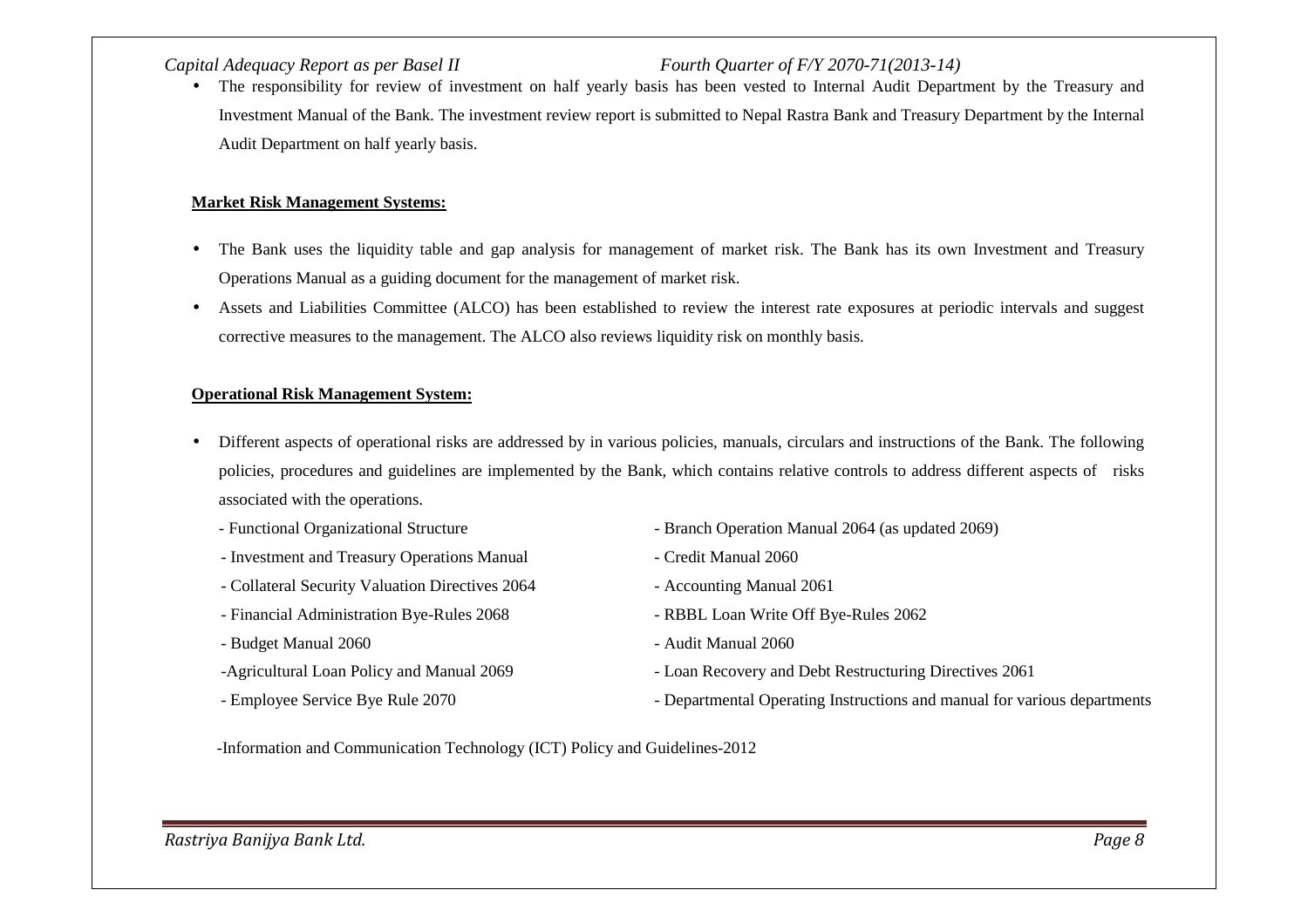- The responsibility for review of investment on half yearly basis has been vested to Internal Audit Department by the Treasury and Investment Manual of the Bank. The investment review report is submitted to Nepal Rastra Bank and Treasury Department by the Internal Audit Department on half yearly basis.

**Market Risk Management Systems:**

- The Bank uses the liquidity table and gap analysis for management of market risk. The Bank has its own Investment and Treasury Operations Manual as a guiding document for the management of market risk.
- Assets and Liabilities Committee (ALCO) has been established to review the interest rate exposures at periodic intervals and suggest corrective measures to the management. The ALCO also reviews liquidity risk on monthly basis.

**Operational Risk Management System:**

- Different aspects of operational risks are addressed by in various policies, manuals, circulars and instructions of the Bank. The following policies, procedures and guidelines are implemented by the Bank, which contains relative controls to address different aspects of risks associated with the operations.

  - Functional Organizational Structure
  - Investment and Treasury Operations Manual
  - Collateral Security Valuation Directives 2064
  - Financial Administration Bye-Rules 2068
  - Budget Manual 2060
  - Agricultural Loan Policy and Manual 2069
  - Employee Service Bye Rule 2070
  - Branch Operation Manual 2064 (as updated 2069)
  - Credit Manual 2060
  - Accounting Manual 2061
  - RBBL Loan Write Off Bye-Rules 2062
  - Audit Manual 2060
  - Loan Recovery and Debt Restructuring Directives 2061
  - Departmental Operating Instructions and manual for various departments
  - Information and Communication Technology (ICT) Policy and Guidelines-2012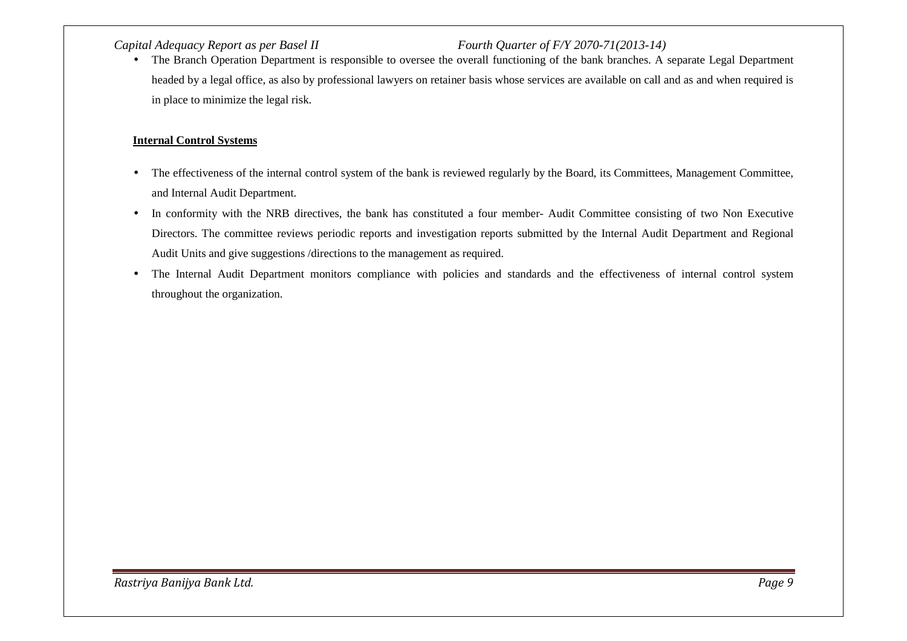- The Branch Operation Department is responsible to oversee the overall functioning of the bank branches. A separate Legal Department headed by a legal office, as also by professional lawyers on retainer basis whose services are available on call and as and when required is in place to minimize the legal risk.

**Internal Control Systems**

- The effectiveness of the internal control system of the bank is reviewed regularly by the Board, its Committees, Management Committee, and Internal Audit Department.
- In conformity with the NRB directives, the bank has constituted a four member- Audit Committee consisting of two Non Executive Directors. The committee reviews periodic reports and investigation reports submitted by the Internal Audit Department and Regional Audit Units and give suggestions /directions to the management as required.
- The Internal Audit Department monitors compliance with policies and standards and the effectiveness of internal control system throughout the organization.